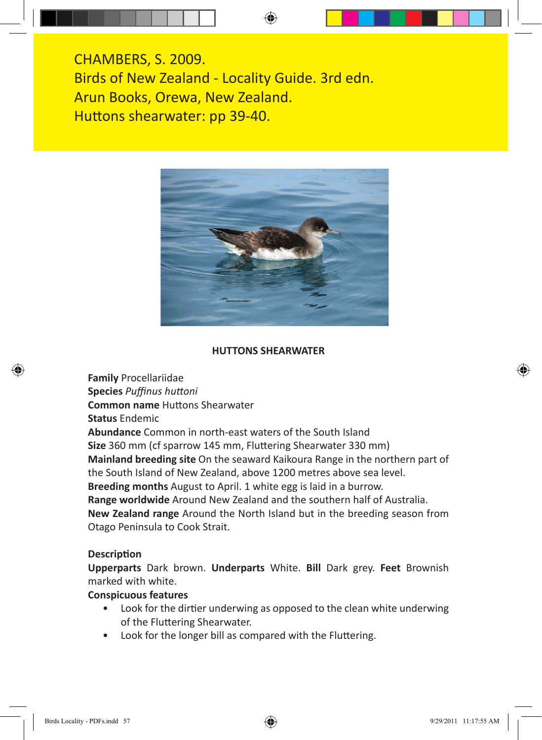CHAMBERS, S. 2009.
Birds of New Zealand - Locality Guide. 3rd edn.
Arun Books, Orewa, New Zealand.
Huttons shearwater: pp 39-40.

## HUTTONS SHEARWATER

**Family** Procellariidae
**Species** *Puffinus huttoni*
**Common name** Huttons Shearwater
**Status** Endemic
**Abundance** Common in north-east waters of the South Island
**Size** 360 mm (cf sparrow 145 mm, Fluttering Shearwater 330 mm)
**Mainland breeding site** On the seaward Kaikoura Range in the northern part of the South Island of New Zealand, above 1200 metres above sea level.
**Breeding months** August to April. 1 white egg is laid in a burrow.
**Range worldwide** Around New Zealand and the southern half of Australia.
**New Zealand range** Around the North Island but in the breeding season from Otago Peninsula to Cook Strait.

**Description**
**Upperparts** Dark brown. **Underparts** White. **Bill** Dark grey. **Feet** Brownish marked with white.
**Conspicuous features**

- Look for the dirtier underwing as opposed to the clean white underwing of the Fluttering Shearwater.
- Look for the longer bill as compared with the Fluttering.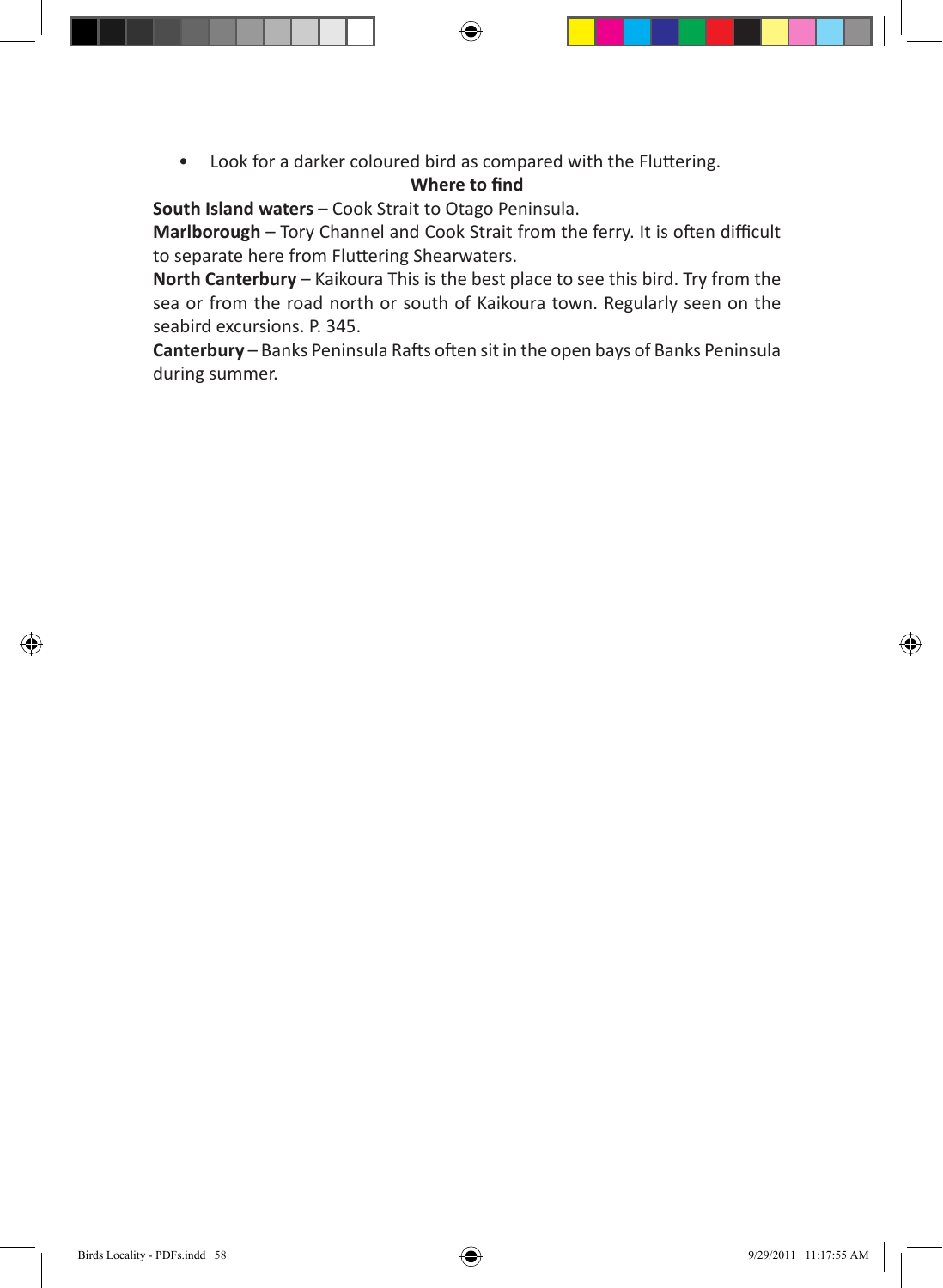- Look for a darker coloured bird as compared with the Fluttering.

**Where to find**

**South Island waters** – Cook Strait to Otago Peninsula.

**Marlborough** – Tory Channel and Cook Strait from the ferry. It is often difficult to separate here from Fluttering Shearwaters.

**North Canterbury** – Kaikoura This is the best place to see this bird. Try from the sea or from the road north or south of Kaikoura town. Regularly seen on the seabird excursions. P. 345.

**Canterbury** – Banks Peninsula Rafts often sit in the open bays of Banks Peninsula during summer.